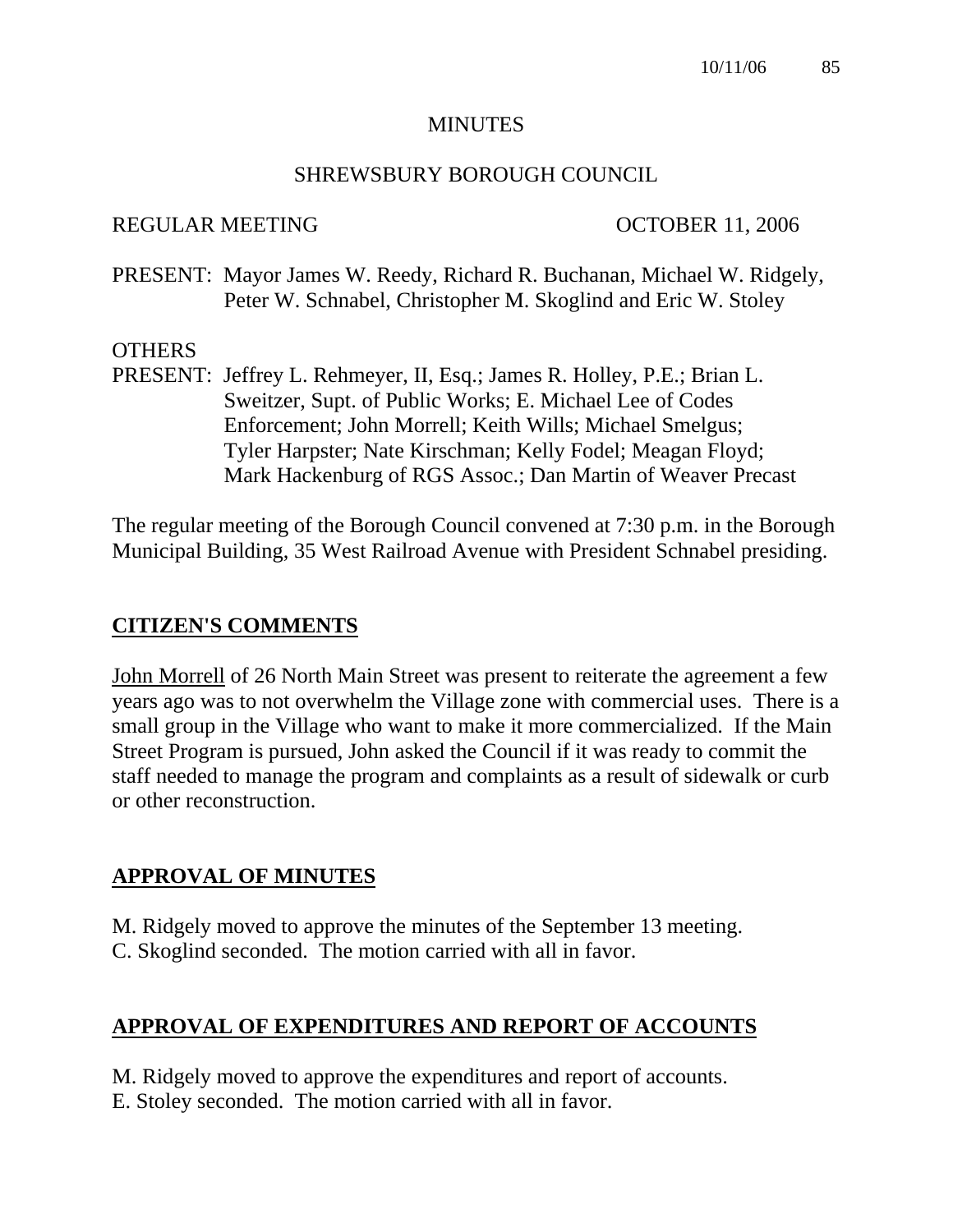# MINUTES

## SHREWSBURY BOROUGH COUNCIL

REGULAR MEETING OCTOBER 11, 2006

PRESENT: Mayor James W. Reedy, Richard R. Buchanan, Michael W. Ridgely, Peter W. Schnabel, Christopher M. Skoglind and Eric W. Stoley

OTHERS
PRESENT: Jeffrey L. Rehmeyer, II, Esq.; James R. Holley, P.E.; Brian L. Sweitzer, Supt. of Public Works; E. Michael Lee of Codes Enforcement; John Morrell; Keith Wills; Michael Smelgus; Tyler Harpster; Nate Kirschman; Kelly Fodel; Meagan Floyd; Mark Hackenburg of RGS Assoc.; Dan Martin of Weaver Precast

The regular meeting of the Borough Council convened at 7:30 p.m. in the Borough Municipal Building, 35 West Railroad Avenue with President Schnabel presiding.

## CITIZEN'S COMMENTS

John Morrell of 26 North Main Street was present to reiterate the agreement a few years ago was to not overwhelm the Village zone with commercial uses. There is a small group in the Village who want to make it more commercialized. If the Main Street Program is pursued, John asked the Council if it was ready to commit the staff needed to manage the program and complaints as a result of sidewalk or curb or other reconstruction.

## APPROVAL OF MINUTES

M. Ridgely moved to approve the minutes of the September 13 meeting.
C. Skoglind seconded. The motion carried with all in favor.

## APPROVAL OF EXPENDITURES AND REPORT OF ACCOUNTS

M. Ridgely moved to approve the expenditures and report of accounts.
E. Stoley seconded. The motion carried with all in favor.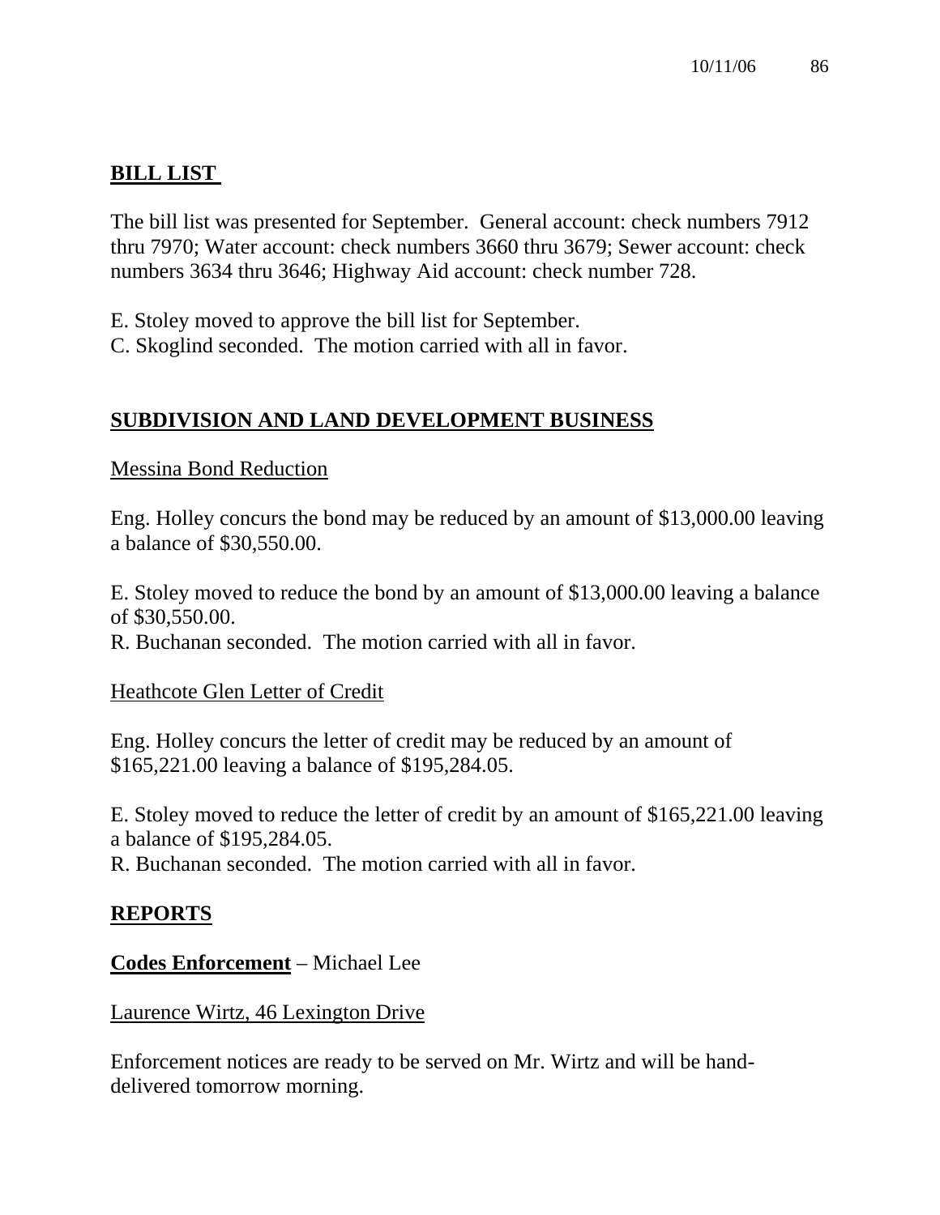## BILL LIST

The bill list was presented for September. General account: check numbers 7912 thru 7970; Water account: check numbers 3660 thru 3679; Sewer account: check numbers 3634 thru 3646; Highway Aid account: check number 728.

E. Stoley moved to approve the bill list for September.
C. Skoglind seconded. The motion carried with all in favor.

## SUBDIVISION AND LAND DEVELOPMENT BUSINESS

Messina Bond Reduction

Eng. Holley concurs the bond may be reduced by an amount of $13,000.00 leaving a balance of $30,550.00.

E. Stoley moved to reduce the bond by an amount of $13,000.00 leaving a balance of $30,550.00.
R. Buchanan seconded. The motion carried with all in favor.

Heathcote Glen Letter of Credit

Eng. Holley concurs the letter of credit may be reduced by an amount of $165,221.00 leaving a balance of $195,284.05.

E. Stoley moved to reduce the letter of credit by an amount of $165,221.00 leaving a balance of $195,284.05.
R. Buchanan seconded. The motion carried with all in favor.

## REPORTS

**Codes Enforcement** – Michael Lee

Laurence Wirtz, 46 Lexington Drive

Enforcement notices are ready to be served on Mr. Wirtz and will be hand-delivered tomorrow morning.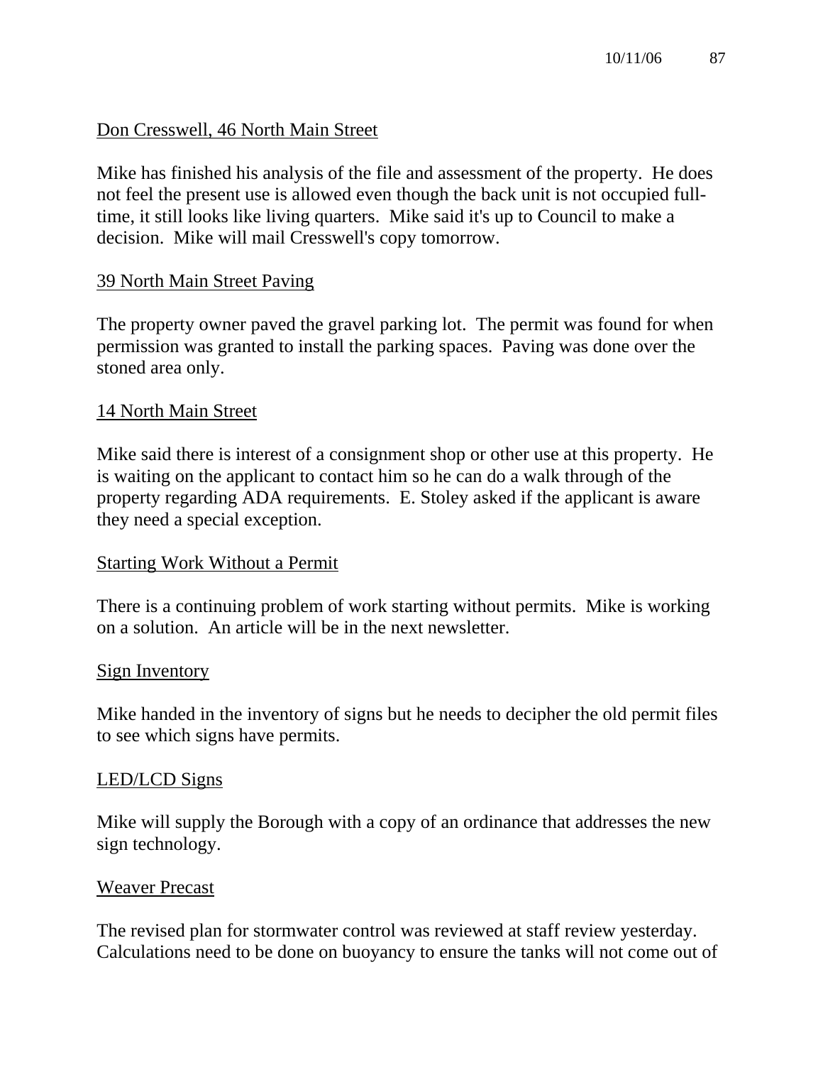Don Cresswell, 46 North Main Street

Mike has finished his analysis of the file and assessment of the property. He does not feel the present use is allowed even though the back unit is not occupied full-time, it still looks like living quarters. Mike said it's up to Council to make a decision. Mike will mail Cresswell's copy tomorrow.

39 North Main Street Paving

The property owner paved the gravel parking lot. The permit was found for when permission was granted to install the parking spaces. Paving was done over the stoned area only.

14 North Main Street

Mike said there is interest of a consignment shop or other use at this property. He is waiting on the applicant to contact him so he can do a walk through of the property regarding ADA requirements. E. Stoley asked if the applicant is aware they need a special exception.

Starting Work Without a Permit

There is a continuing problem of work starting without permits. Mike is working on a solution. An article will be in the next newsletter.

Sign Inventory

Mike handed in the inventory of signs but he needs to decipher the old permit files to see which signs have permits.

LED/LCD Signs

Mike will supply the Borough with a copy of an ordinance that addresses the new sign technology.

Weaver Precast

The revised plan for stormwater control was reviewed at staff review yesterday. Calculations need to be done on buoyancy to ensure the tanks will not come out of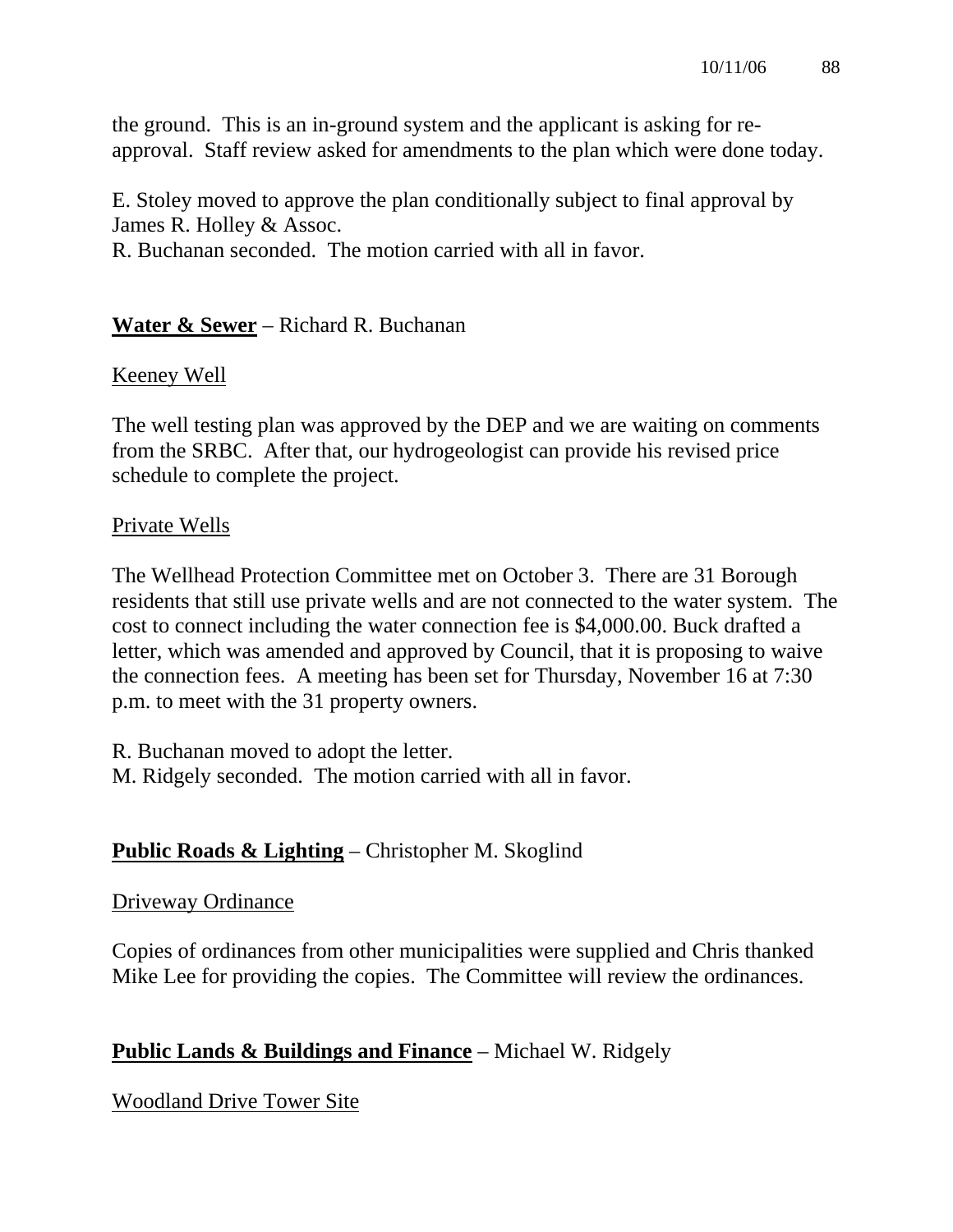the ground. This is an in-ground system and the applicant is asking for re-approval. Staff review asked for amendments to the plan which were done today.

E. Stoley moved to approve the plan conditionally subject to final approval by James R. Holley & Assoc.
R. Buchanan seconded. The motion carried with all in favor.

**<u>Water & Sewer</u>** – Richard R. Buchanan

<u>Keeney Well</u>

The well testing plan was approved by the DEP and we are waiting on comments from the SRBC. After that, our hydrogeologist can provide his revised price schedule to complete the project.

<u>Private Wells</u>

The Wellhead Protection Committee met on October 3. There are 31 Borough residents that still use private wells and are not connected to the water system. The cost to connect including the water connection fee is $4,000.00. Buck drafted a letter, which was amended and approved by Council, that it is proposing to waive the connection fees. A meeting has been set for Thursday, November 16 at 7:30 p.m. to meet with the 31 property owners.

R. Buchanan moved to adopt the letter.
M. Ridgely seconded. The motion carried with all in favor.

**<u>Public Roads & Lighting</u>** – Christopher M. Skoglind

<u>Driveway Ordinance</u>

Copies of ordinances from other municipalities were supplied and Chris thanked Mike Lee for providing the copies. The Committee will review the ordinances.

**<u>Public Lands & Buildings and Finance</u>** – Michael W. Ridgely

<u>Woodland Drive Tower Site</u>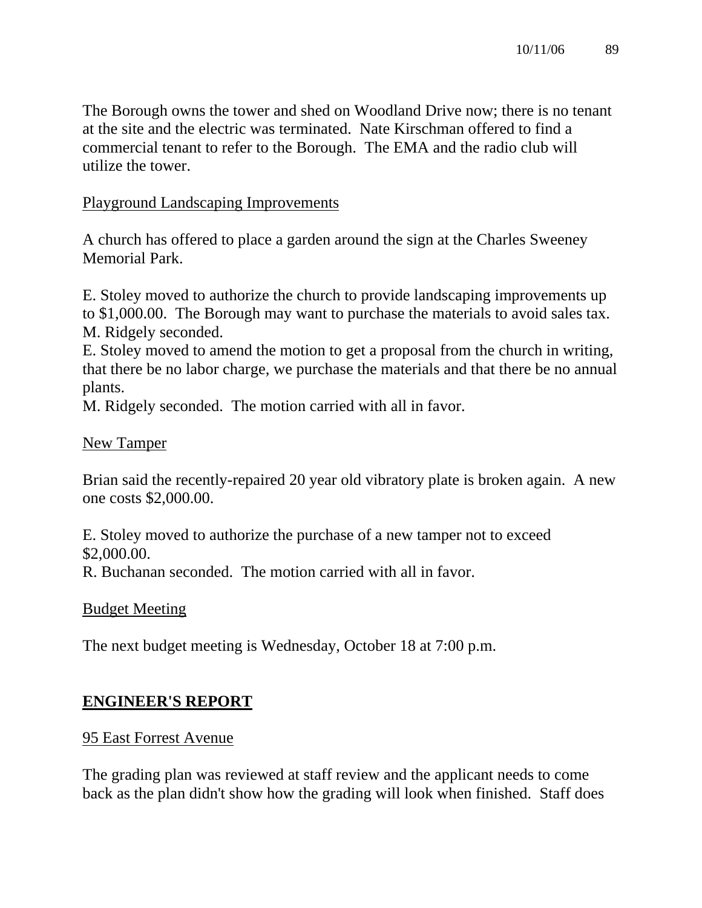The Borough owns the tower and shed on Woodland Drive now; there is no tenant at the site and the electric was terminated. Nate Kirschman offered to find a commercial tenant to refer to the Borough. The EMA and the radio club will utilize the tower.

Playground Landscaping Improvements

A church has offered to place a garden around the sign at the Charles Sweeney Memorial Park.

E. Stoley moved to authorize the church to provide landscaping improvements up to $1,000.00. The Borough may want to purchase the materials to avoid sales tax.
M. Ridgely seconded.
E. Stoley moved to amend the motion to get a proposal from the church in writing, that there be no labor charge, we purchase the materials and that there be no annual plants.
M. Ridgely seconded. The motion carried with all in favor.

New Tamper

Brian said the recently-repaired 20 year old vibratory plate is broken again. A new one costs $2,000.00.

E. Stoley moved to authorize the purchase of a new tamper not to exceed $2,000.00.
R. Buchanan seconded. The motion carried with all in favor.

Budget Meeting

The next budget meeting is Wednesday, October 18 at 7:00 p.m.

## ENGINEER'S REPORT

95 East Forrest Avenue

The grading plan was reviewed at staff review and the applicant needs to come back as the plan didn't show how the grading will look when finished. Staff does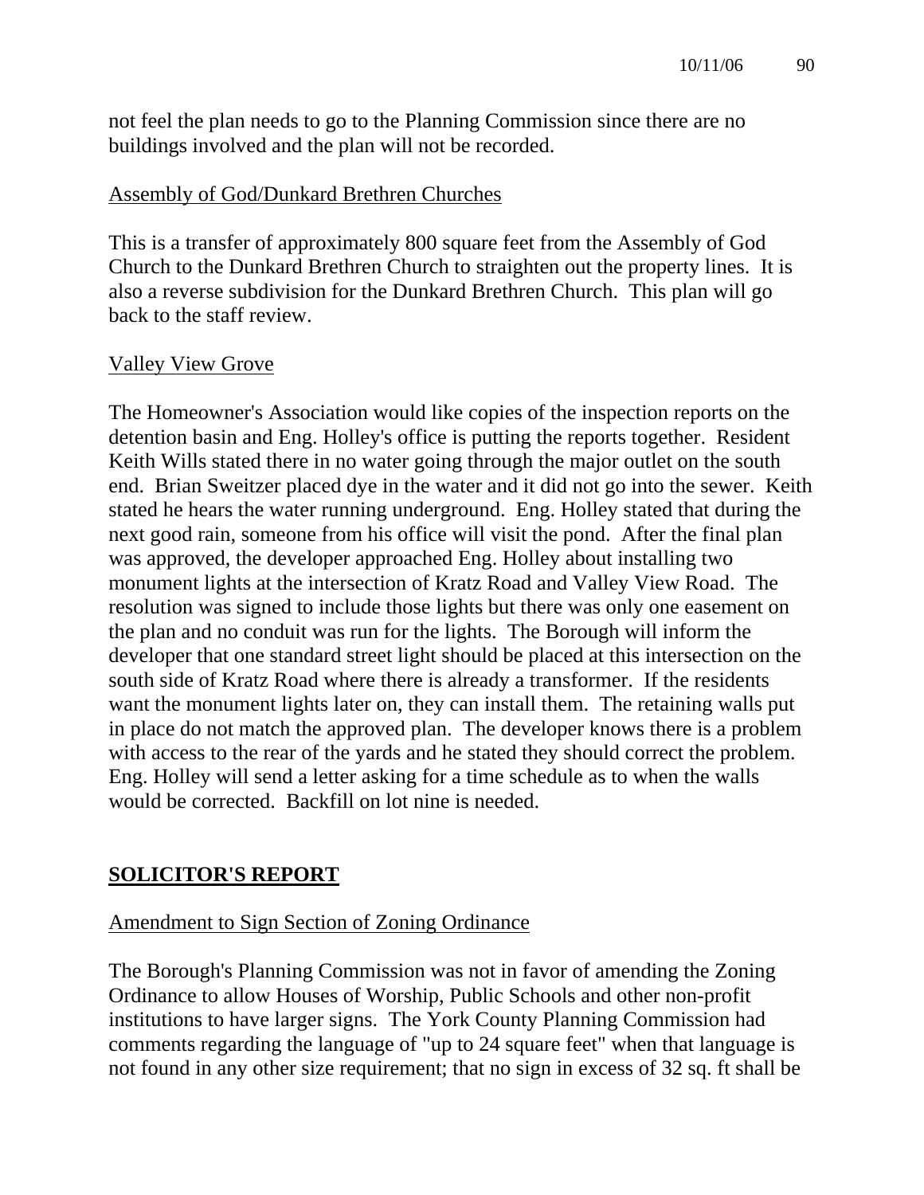not feel the plan needs to go to the Planning Commission since there are no buildings involved and the plan will not be recorded.

Assembly of God/Dunkard Brethren Churches

This is a transfer of approximately 800 square feet from the Assembly of God Church to the Dunkard Brethren Church to straighten out the property lines. It is also a reverse subdivision for the Dunkard Brethren Church. This plan will go back to the staff review.

Valley View Grove

The Homeowner's Association would like copies of the inspection reports on the detention basin and Eng. Holley's office is putting the reports together. Resident Keith Wills stated there in no water going through the major outlet on the south end. Brian Sweitzer placed dye in the water and it did not go into the sewer. Keith stated he hears the water running underground. Eng. Holley stated that during the next good rain, someone from his office will visit the pond. After the final plan was approved, the developer approached Eng. Holley about installing two monument lights at the intersection of Kratz Road and Valley View Road. The resolution was signed to include those lights but there was only one easement on the plan and no conduit was run for the lights. The Borough will inform the developer that one standard street light should be placed at this intersection on the south side of Kratz Road where there is already a transformer. If the residents want the monument lights later on, they can install them. The retaining walls put in place do not match the approved plan. The developer knows there is a problem with access to the rear of the yards and he stated they should correct the problem. Eng. Holley will send a letter asking for a time schedule as to when the walls would be corrected. Backfill on lot nine is needed.

## SOLICITOR'S REPORT

Amendment to Sign Section of Zoning Ordinance

The Borough's Planning Commission was not in favor of amending the Zoning Ordinance to allow Houses of Worship, Public Schools and other non-profit institutions to have larger signs. The York County Planning Commission had comments regarding the language of "up to 24 square feet" when that language is not found in any other size requirement; that no sign in excess of 32 sq. ft shall be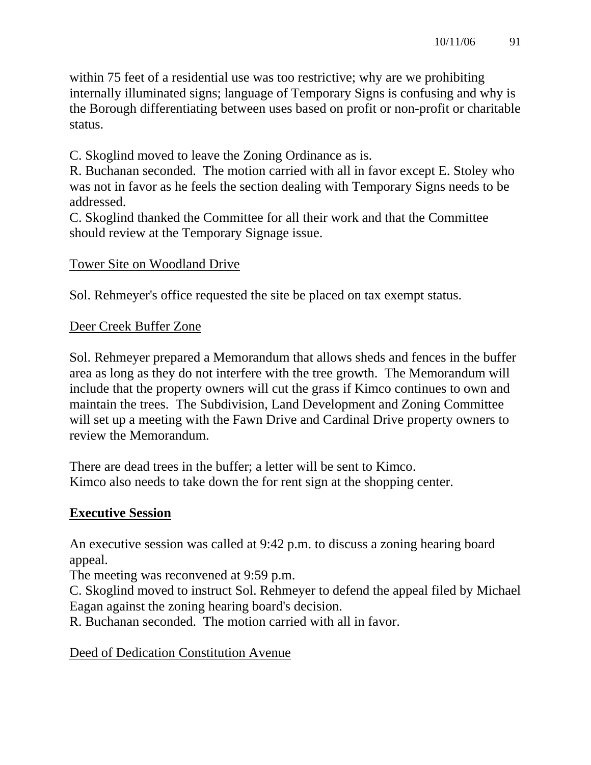within 75 feet of a residential use was too restrictive; why are we prohibiting internally illuminated signs; language of Temporary Signs is confusing and why is the Borough differentiating between uses based on profit or non-profit or charitable status.

C. Skoglind moved to leave the Zoning Ordinance as is.
R. Buchanan seconded. The motion carried with all in favor except E. Stoley who was not in favor as he feels the section dealing with Temporary Signs needs to be addressed.
C. Skoglind thanked the Committee for all their work and that the Committee should review at the Temporary Signage issue.

<u>Tower Site on Woodland Drive</u>

Sol. Rehmeyer's office requested the site be placed on tax exempt status.

<u>Deer Creek Buffer Zone</u>

Sol. Rehmeyer prepared a Memorandum that allows sheds and fences in the buffer area as long as they do not interfere with the tree growth. The Memorandum will include that the property owners will cut the grass if Kimco continues to own and maintain the trees. The Subdivision, Land Development and Zoning Committee will set up a meeting with the Fawn Drive and Cardinal Drive property owners to review the Memorandum.

There are dead trees in the buffer; a letter will be sent to Kimco.
Kimco also needs to take down the for rent sign at the shopping center.

## <u>**Executive Session**</u>

An executive session was called at 9:42 p.m. to discuss a zoning hearing board appeal.
The meeting was reconvened at 9:59 p.m.
C. Skoglind moved to instruct Sol. Rehmeyer to defend the appeal filed by Michael Eagan against the zoning hearing board's decision.
R. Buchanan seconded. The motion carried with all in favor.

<u>Deed of Dedication Constitution Avenue</u>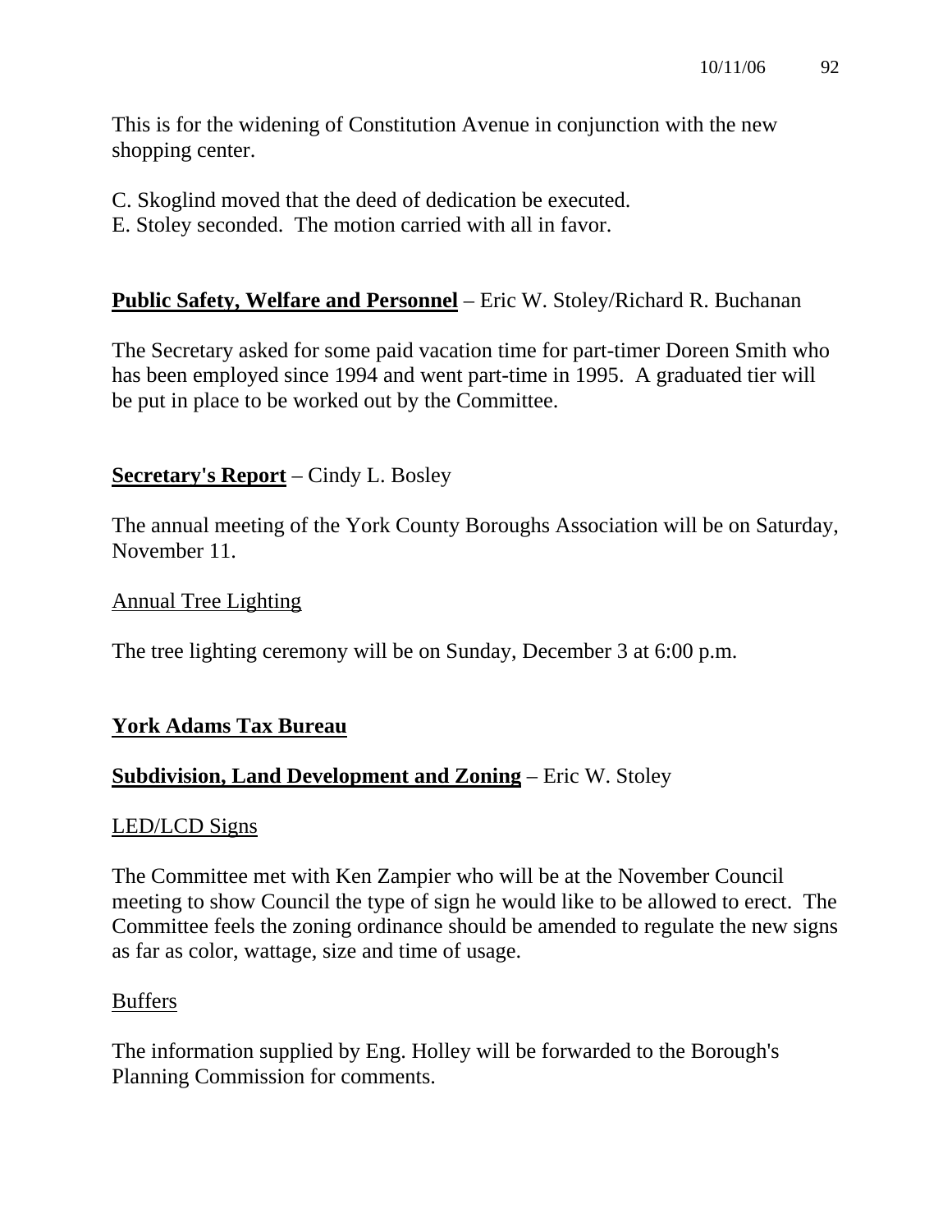This is for the widening of Constitution Avenue in conjunction with the new shopping center.

C. Skoglind moved that the deed of dedication be executed.
E. Stoley seconded. The motion carried with all in favor.

**<u>Public Safety, Welfare and Personnel</u>** – Eric W. Stoley/Richard R. Buchanan

The Secretary asked for some paid vacation time for part-timer Doreen Smith who has been employed since 1994 and went part-time in 1995. A graduated tier will be put in place to be worked out by the Committee.

**<u>Secretary's Report</u>** – Cindy L. Bosley

The annual meeting of the York County Boroughs Association will be on Saturday, November 11.

<u>Annual Tree Lighting</u>

The tree lighting ceremony will be on Sunday, December 3 at 6:00 p.m.

**<u>York Adams Tax Bureau</u>**

**<u>Subdivision, Land Development and Zoning</u>** – Eric W. Stoley

<u>LED/LCD Signs</u>

The Committee met with Ken Zampier who will be at the November Council meeting to show Council the type of sign he would like to be allowed to erect. The Committee feels the zoning ordinance should be amended to regulate the new signs as far as color, wattage, size and time of usage.

<u>Buffers</u>

The information supplied by Eng. Holley will be forwarded to the Borough's Planning Commission for comments.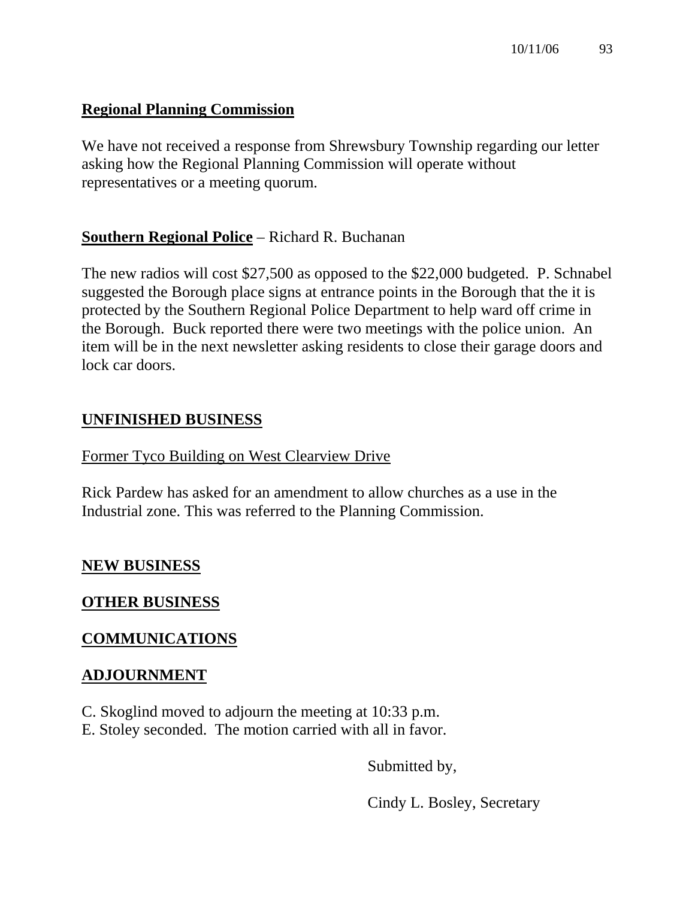**Regional Planning Commission**

We have not received a response from Shrewsbury Township regarding our letter asking how the Regional Planning Commission will operate without representatives or a meeting quorum.

**Southern Regional Police** – Richard R. Buchanan

The new radios will cost $27,500 as opposed to the $22,000 budgeted. P. Schnabel suggested the Borough place signs at entrance points in the Borough that the it is protected by the Southern Regional Police Department to help ward off crime in the Borough. Buck reported there were two meetings with the police union. An item will be in the next newsletter asking residents to close their garage doors and lock car doors.

**UNFINISHED BUSINESS**

Former Tyco Building on West Clearview Drive

Rick Pardew has asked for an amendment to allow churches as a use in the Industrial zone. This was referred to the Planning Commission.

**NEW BUSINESS**

**OTHER BUSINESS**

**COMMUNICATIONS**

**ADJOURNMENT**

C. Skoglind moved to adjourn the meeting at 10:33 p.m.
E. Stoley seconded. The motion carried with all in favor.

Submitted by,

Cindy L. Bosley, Secretary